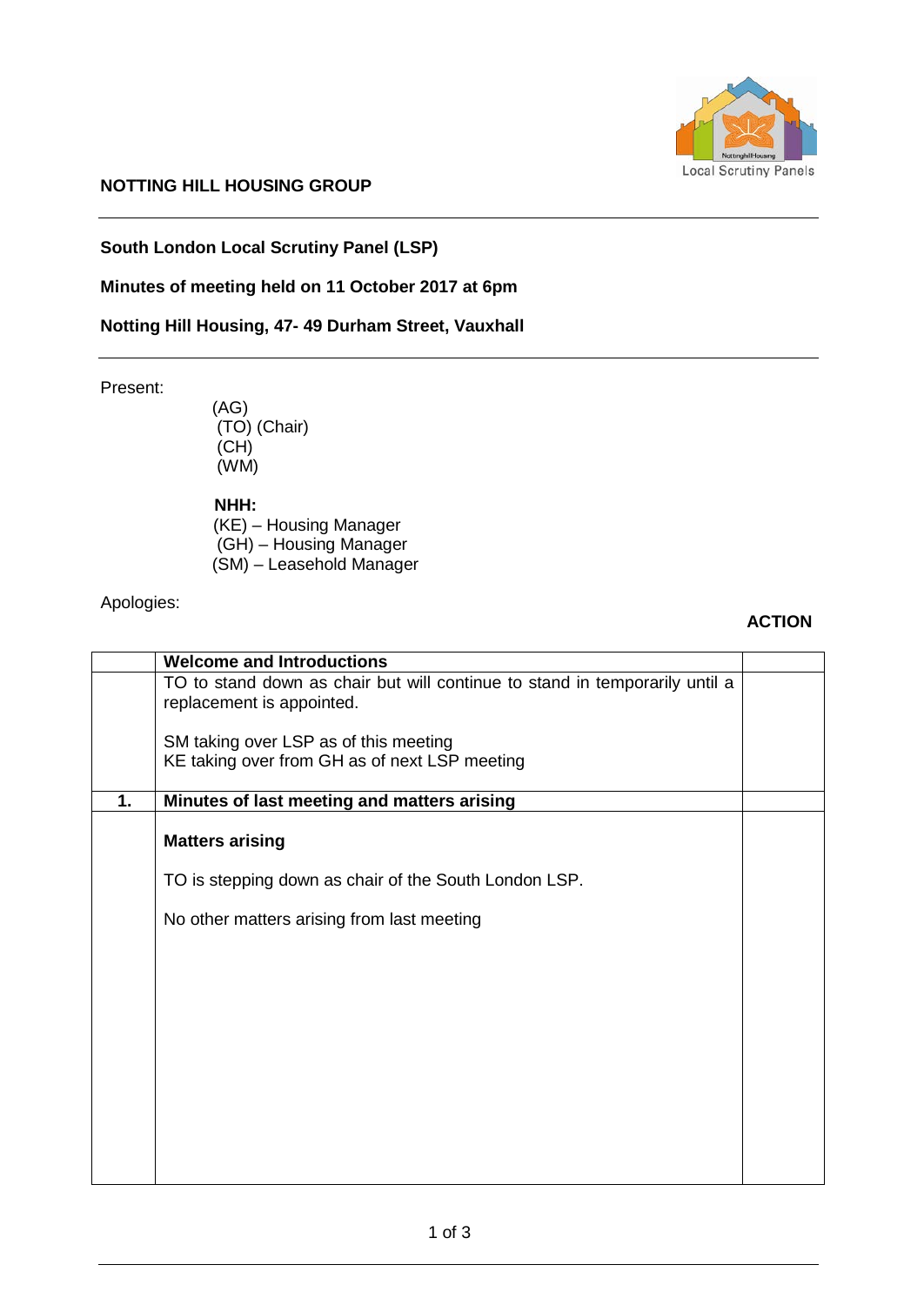**NOTTING HILL HOUSING GROUP**

---

**South London Local Scrutiny Panel (LSP)**

**Minutes of meeting held on 11 October 2017 at 6pm**

**Notting Hill Housing, 47- 49 Durham Street, Vauxhall**

---

Present:

(AG)
(TO) (Chair)
(CH)
(WM)

**NHH:**
(KE) – Housing Manager
(GH) – Housing Manager
(SM) – Leasehold Manager

Apologies:

| | | **ACTION** |
|---|---|---|
| | **Welcome and Introductions** | |
| | TO to stand down as chair but will continue to stand in temporarily until a replacement is appointed.<br><br>SM taking over LSP as of this meeting<br>KE taking over from GH as of next LSP meeting | |
| **1.** | **Minutes of last meeting and matters arising** | |
| | **Matters arising**<br><br>TO is stepping down as chair of the South London LSP.<br><br>No other matters arising from last meeting | |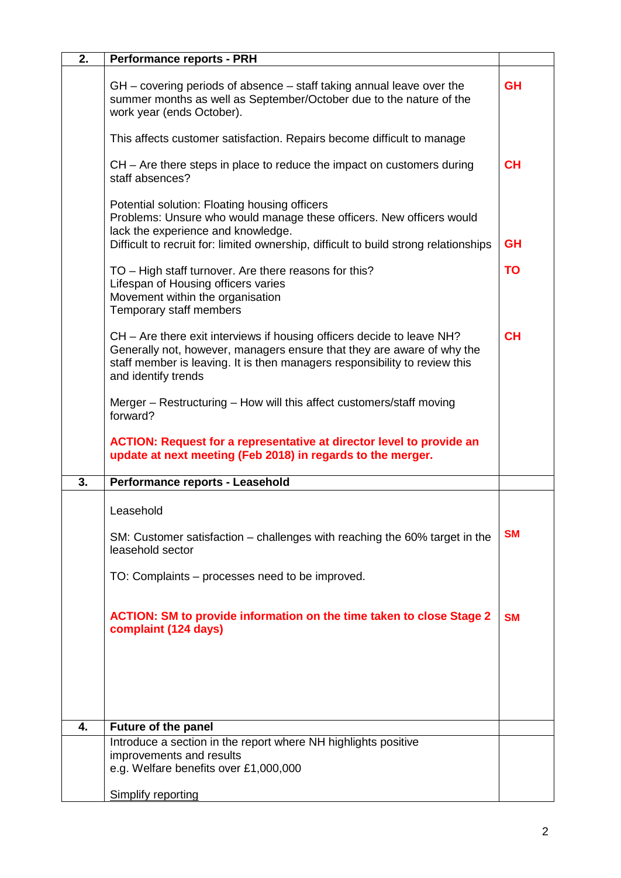| 2. | **Performance reports - PRH** | |
|---|---|---|
| | GH – covering periods of absence – staff taking annual leave over the summer months as well as September/October due to the nature of the work year (ends October).<br><br>This affects customer satisfaction. Repairs become difficult to manage | **GH** |
| | CH – Are there steps in place to reduce the impact on customers during staff absences? | **CH** |
| | Potential solution: Floating housing officers<br>Problems: Unsure who would manage these officers. New officers would lack the experience and knowledge.<br>Difficult to recruit for: limited ownership, difficult to build strong relationships | **GH** |
| | TO – High staff turnover. Are there reasons for this?<br>Lifespan of Housing officers varies<br>Movement within the organisation<br>Temporary staff members | **TO** |
| | CH – Are there exit interviews if housing officers decide to leave NH?<br>Generally not, however, managers ensure that they are aware of why the staff member is leaving. It is then managers responsibility to review this and identify trends | **CH** |
| | Merger – Restructuring – How will this affect customers/staff moving forward?<br><br>**ACTION: Request for a representative at director level to provide an update at next meeting (Feb 2018) in regards to the merger.** | |
| **3.** | **Performance reports - Leasehold** | |
| | Leasehold | |
| | SM: Customer satisfaction – challenges with reaching the 60% target in the leasehold sector<br><br>TO: Complaints – processes need to be improved. | **SM** |
| | **ACTION: SM to provide information on the time taken to close Stage 2 complaint (124 days)** | **SM** |
| **4.** | **Future of the panel** | |
| | Introduce a section in the report where NH highlights positive improvements and results<br>e.g. Welfare benefits over £1,000,000<br><br><u>Simplify reporting</u> | |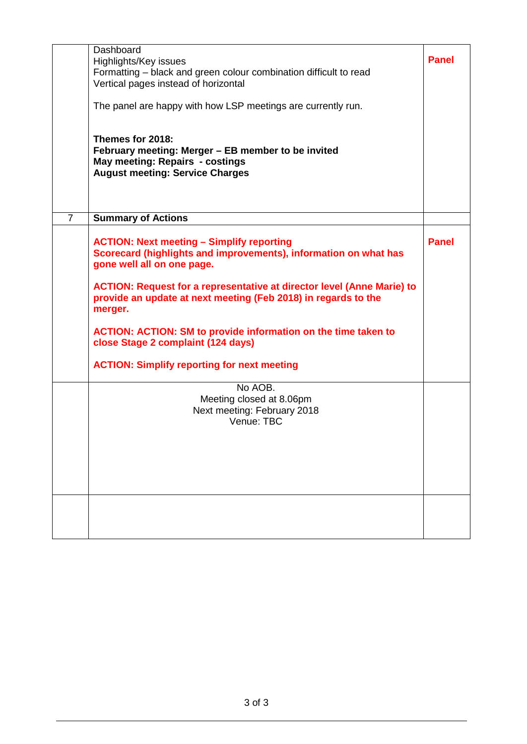| | | |
|---|---|---|
| | Dashboard<br>Highlights/Key issues<br>Formatting – black and green colour combination difficult to read<br>Vertical pages instead of horizontal<br><br>The panel are happy with how LSP meetings are currently run.<br><br>**Themes for 2018:**<br>**February meeting: Merger – EB member to be invited**<br>**May meeting: Repairs - costings**<br>**August meeting: Service Charges** | **Panel** |
| 7 | **Summary of Actions** | |
| | **ACTION: Next meeting – Simplify reporting Scorecard (highlights and improvements), information on what has gone well all on one page.**<br><br>**ACTION: Request for a representative at director level (Anne Marie) to provide an update at next meeting (Feb 2018) in regards to the merger.**<br><br>**ACTION: ACTION: SM to provide information on the time taken to close Stage 2 complaint (124 days)**<br><br>**ACTION: Simplify reporting for next meeting** | **Panel** |
| | No AOB.<br>Meeting closed at 8.06pm<br>Next meeting: February 2018<br>Venue: TBC | |
| | | |